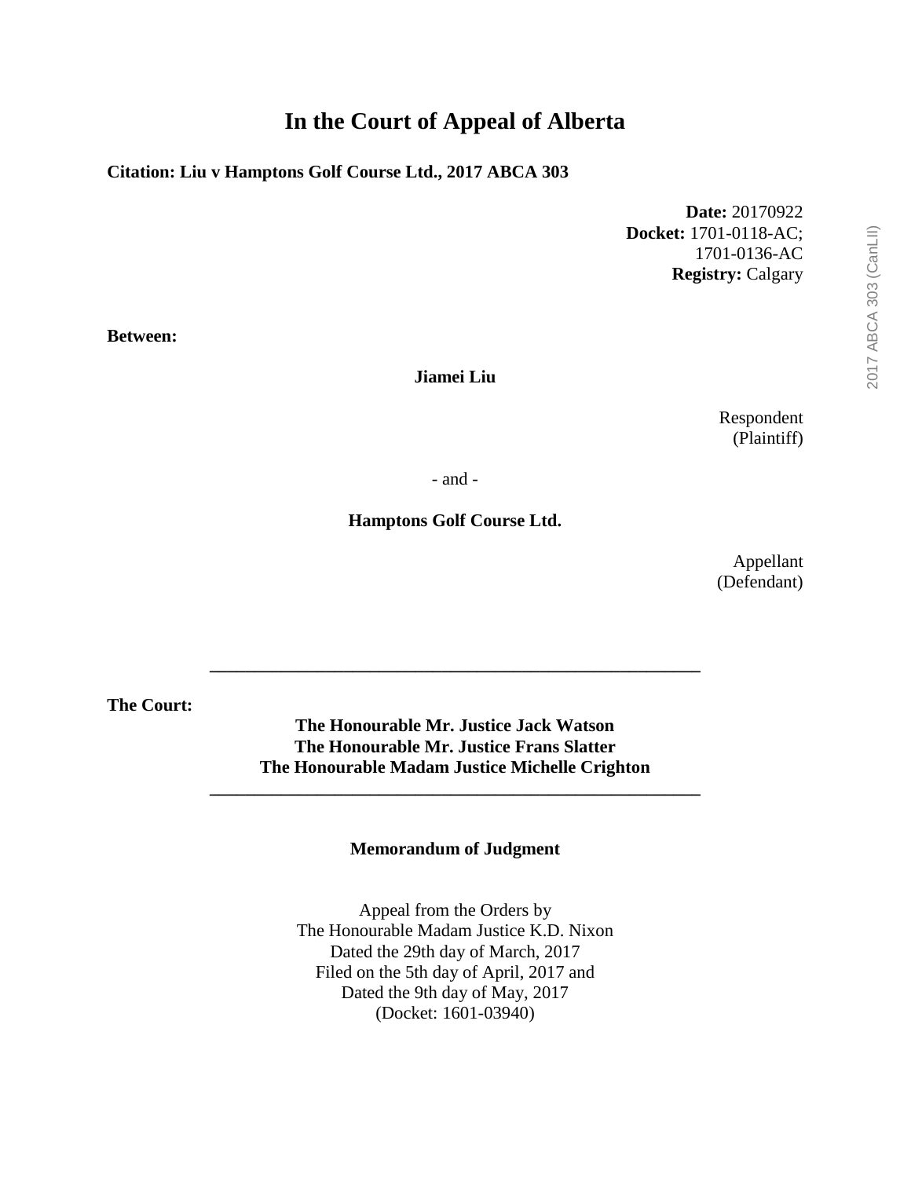# In the Court of Appeal of Alberta

**Citation: Liu v Hamptons Golf Course Ltd., 2017 ABCA 303**

**Date:** 20170922
**Docket:** 1701-0118-AC; 1701-0136-AC
**Registry:** Calgary

**Between:**

**Jiamei Liu**

Respondent
(Plaintiff)

\- and -

**Hamptons Golf Course Ltd.**

Appellant
(Defendant)

---

**The Court:**

**The Honourable Mr. Justice Jack Watson**
**The Honourable Mr. Justice Frans Slatter**
**The Honourable Madam Justice Michelle Crighton**

---

**Memorandum of Judgment**

Appeal from the Orders by
The Honourable Madam Justice K.D. Nixon
Dated the 29th day of March, 2017
Filed on the 5th day of April, 2017 and
Dated the 9th day of May, 2017
(Docket: 1601-03940)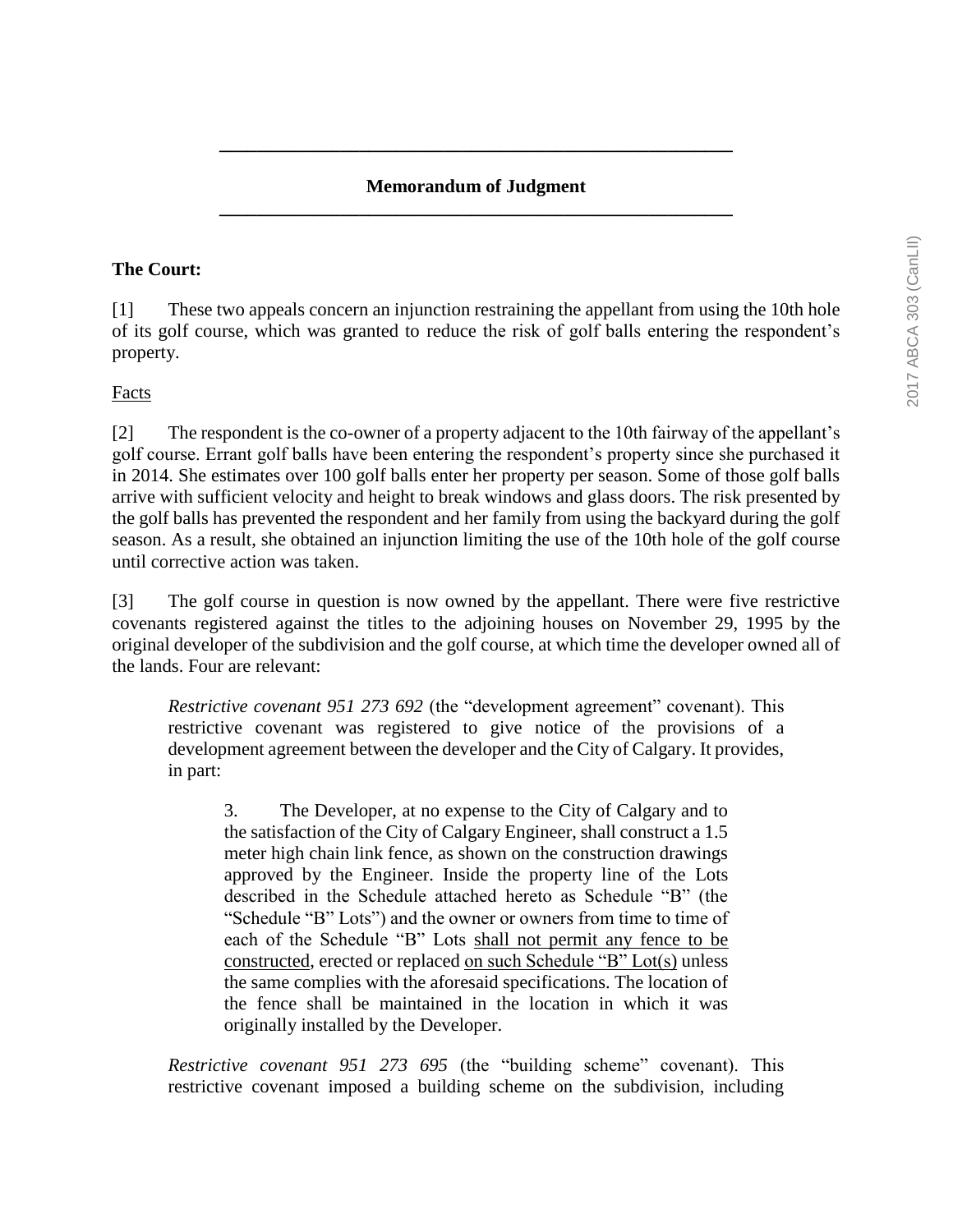## Memorandum of Judgment

**The Court:**

[1] These two appeals concern an injunction restraining the appellant from using the 10th hole of its golf course, which was granted to reduce the risk of golf balls entering the respondent's property.

Facts

[2] The respondent is the co-owner of a property adjacent to the 10th fairway of the appellant's golf course. Errant golf balls have been entering the respondent's property since she purchased it in 2014. She estimates over 100 golf balls enter her property per season. Some of those golf balls arrive with sufficient velocity and height to break windows and glass doors. The risk presented by the golf balls has prevented the respondent and her family from using the backyard during the golf season. As a result, she obtained an injunction limiting the use of the 10th hole of the golf course until corrective action was taken.

[3] The golf course in question is now owned by the appellant. There were five restrictive covenants registered against the titles to the adjoining houses on November 29, 1995 by the original developer of the subdivision and the golf course, at which time the developer owned all of the lands. Four are relevant:

> *Restrictive covenant 951 273 692* (the "development agreement" covenant). This restrictive covenant was registered to give notice of the provisions of a development agreement between the developer and the City of Calgary. It provides, in part:
>
> > 3. The Developer, at no expense to the City of Calgary and to the satisfaction of the City of Calgary Engineer, shall construct a 1.5 meter high chain link fence, as shown on the construction drawings approved by the Engineer. Inside the property line of the Lots described in the Schedule attached hereto as Schedule "B" (the "Schedule "B" Lots") and the owner or owners from time to time of each of the Schedule "B" Lots shall not permit any fence to be constructed, erected or replaced on such Schedule "B" Lot(s) unless the same complies with the aforesaid specifications. The location of the fence shall be maintained in the location in which it was originally installed by the Developer.
>
> *Restrictive covenant 951 273 695* (the "building scheme" covenant). This restrictive covenant imposed a building scheme on the subdivision, including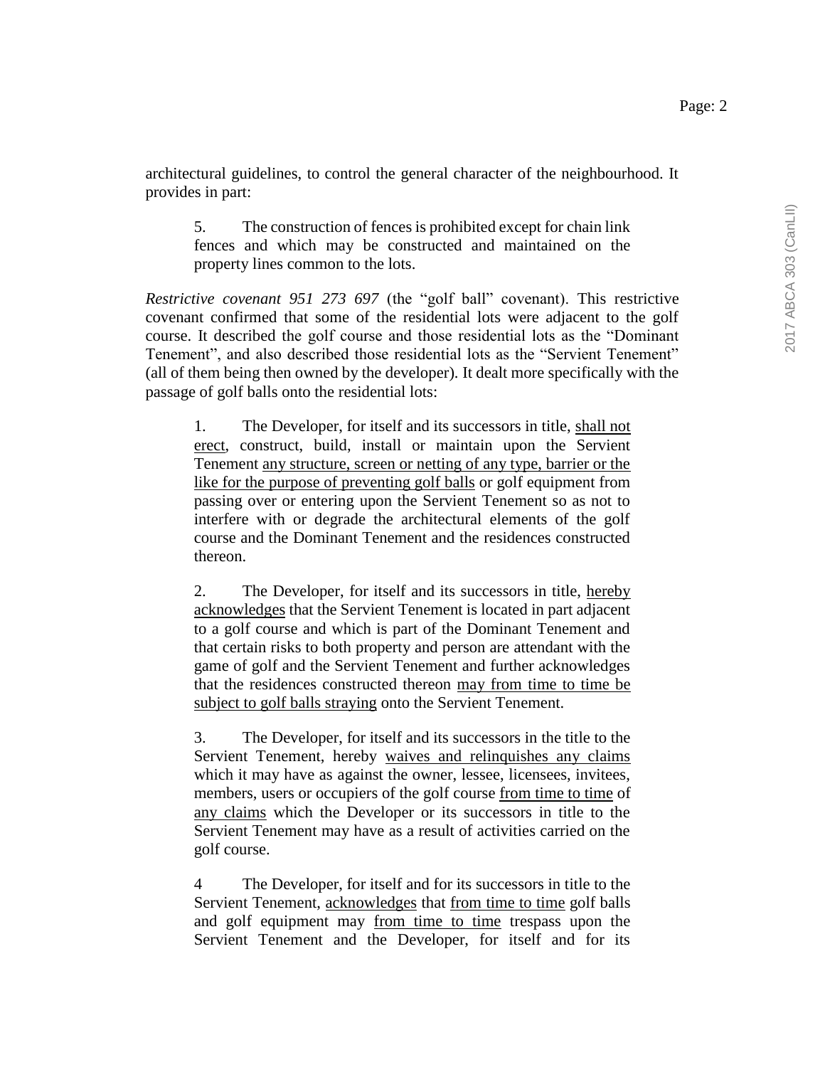architectural guidelines, to control the general character of the neighbourhood. It provides in part:

> 5. The construction of fences is prohibited except for chain link fences and which may be constructed and maintained on the property lines common to the lots.

*Restrictive covenant 951 273 697* (the "golf ball" covenant). This restrictive covenant confirmed that some of the residential lots were adjacent to the golf course. It described the golf course and those residential lots as the "Dominant Tenement", and also described those residential lots as the "Servient Tenement" (all of them being then owned by the developer). It dealt more specifically with the passage of golf balls onto the residential lots:

> 1. The Developer, for itself and its successors in title, <u>shall not erect</u>, construct, build, install or maintain upon the Servient Tenement <u>any structure, screen or netting of any type, barrier or the like for the purpose of preventing golf balls</u> or golf equipment from passing over or entering upon the Servient Tenement so as not to interfere with or degrade the architectural elements of the golf course and the Dominant Tenement and the residences constructed thereon.
>
> 2. The Developer, for itself and its successors in title, <u>hereby acknowledges</u> that the Servient Tenement is located in part adjacent to a golf course and which is part of the Dominant Tenement and that certain risks to both property and person are attendant with the game of golf and the Servient Tenement and further acknowledges that the residences constructed thereon <u>may from time to time be subject to golf balls straying</u> onto the Servient Tenement.
>
> 3. The Developer, for itself and its successors in the title to the Servient Tenement, hereby <u>waives and relinquishes any claims</u> which it may have as against the owner, lessee, licensees, invitees, members, users or occupiers of the golf course <u>from time to time</u> of <u>any claims</u> which the Developer or its successors in title to the Servient Tenement may have as a result of activities carried on the golf course.
>
> 4 The Developer, for itself and for its successors in title to the Servient Tenement, <u>acknowledges</u> that <u>from time to time</u> golf balls and golf equipment may <u>from time to time</u> trespass upon the Servient Tenement and the Developer, for itself and for its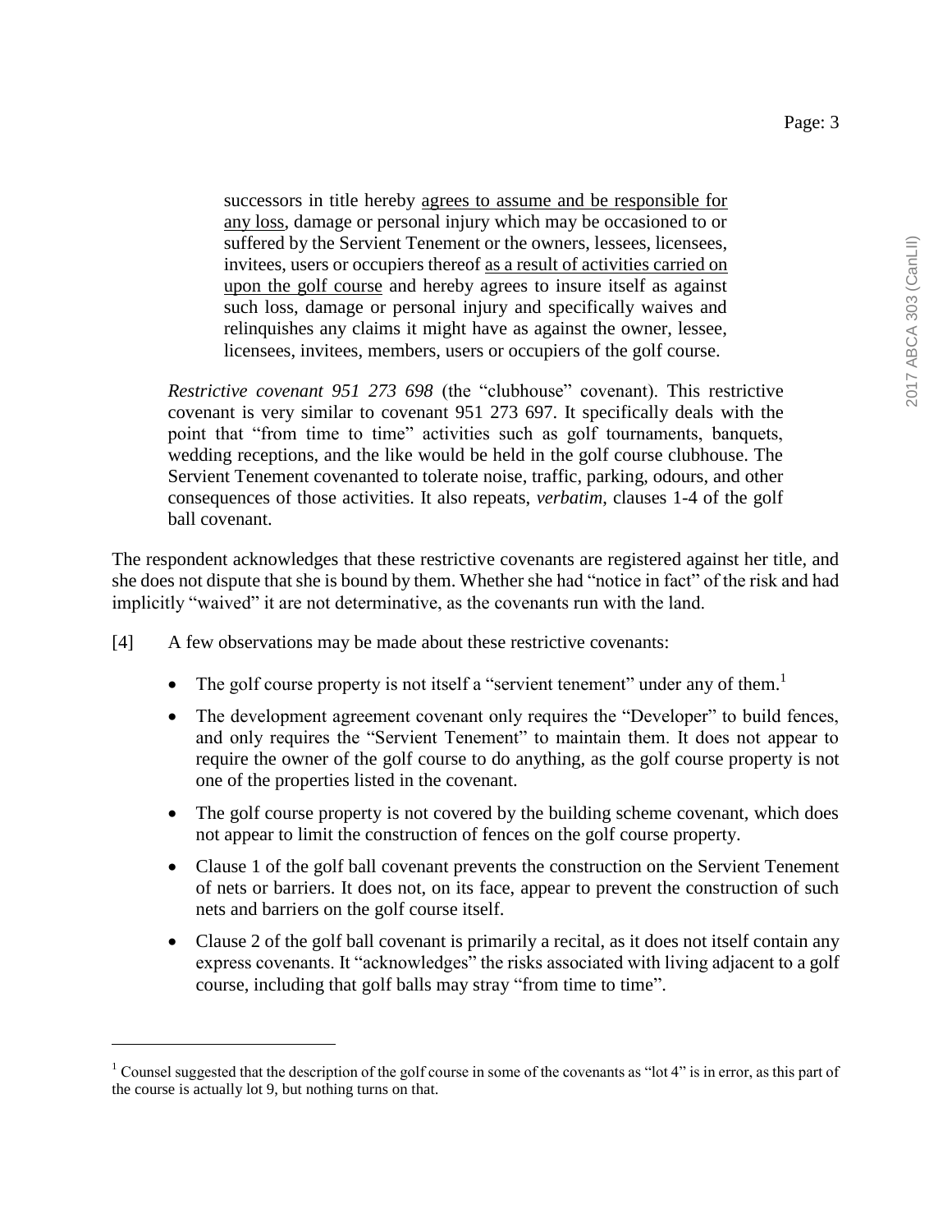> successors in title hereby agrees to assume and be responsible for any loss, damage or personal injury which may be occasioned to or suffered by the Servient Tenement or the owners, lessees, licensees, invitees, users or occupiers thereof as a result of activities carried on upon the golf course and hereby agrees to insure itself as against such loss, damage or personal injury and specifically waives and relinquishes any claims it might have as against the owner, lessee, licensees, invitees, members, users or occupiers of the golf course.

*Restrictive covenant 951 273 698* (the "clubhouse" covenant). This restrictive covenant is very similar to covenant 951 273 697. It specifically deals with the point that "from time to time" activities such as golf tournaments, banquets, wedding receptions, and the like would be held in the golf course clubhouse. The Servient Tenement covenanted to tolerate noise, traffic, parking, odours, and other consequences of those activities. It also repeats, *verbatim*, clauses 1-4 of the golf ball covenant.

The respondent acknowledges that these restrictive covenants are registered against her title, and she does not dispute that she is bound by them. Whether she had "notice in fact" of the risk and had implicitly "waived" it are not determinative, as the covenants run with the land.

[4] A few observations may be made about these restrictive covenants:

- The golf course property is not itself a "servient tenement" under any of them.[1]
- The development agreement covenant only requires the "Developer" to build fences, and only requires the "Servient Tenement" to maintain them. It does not appear to require the owner of the golf course to do anything, as the golf course property is not one of the properties listed in the covenant.
- The golf course property is not covered by the building scheme covenant, which does not appear to limit the construction of fences on the golf course property.
- Clause 1 of the golf ball covenant prevents the construction on the Servient Tenement of nets or barriers. It does not, on its face, appear to prevent the construction of such nets and barriers on the golf course itself.
- Clause 2 of the golf ball covenant is primarily a recital, as it does not itself contain any express covenants. It "acknowledges" the risks associated with living adjacent to a golf course, including that golf balls may stray "from time to time".

---

[1] Counsel suggested that the description of the golf course in some of the covenants as "lot 4" is in error, as this part of the course is actually lot 9, but nothing turns on that.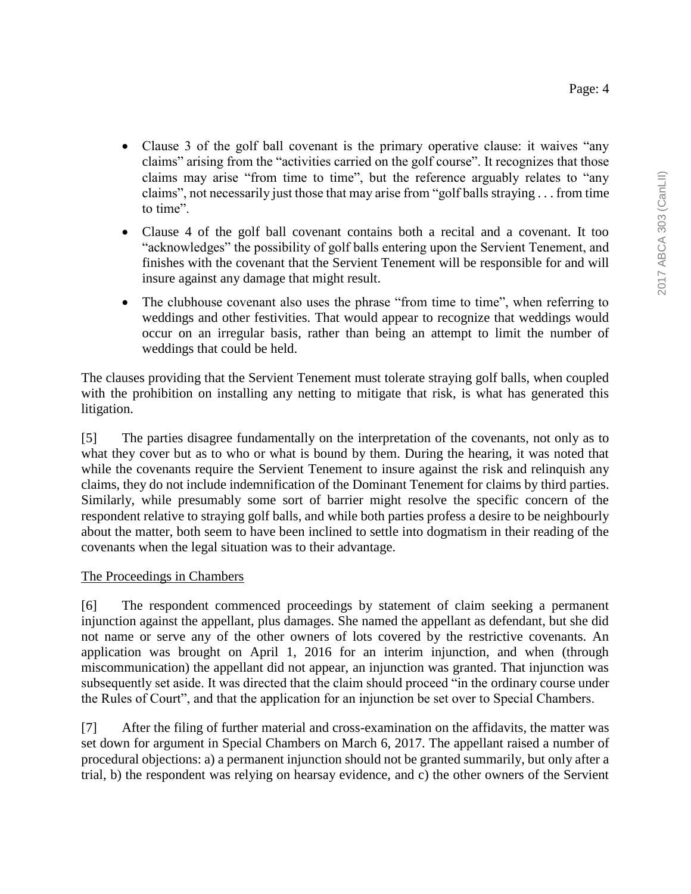- Clause 3 of the golf ball covenant is the primary operative clause: it waives "any claims" arising from the "activities carried on the golf course". It recognizes that those claims may arise "from time to time", but the reference arguably relates to "any claims", not necessarily just those that may arise from "golf balls straying . . . from time to time".
- Clause 4 of the golf ball covenant contains both a recital and a covenant. It too "acknowledges" the possibility of golf balls entering upon the Servient Tenement, and finishes with the covenant that the Servient Tenement will be responsible for and will insure against any damage that might result.
- The clubhouse covenant also uses the phrase "from time to time", when referring to weddings and other festivities. That would appear to recognize that weddings would occur on an irregular basis, rather than being an attempt to limit the number of weddings that could be held.

The clauses providing that the Servient Tenement must tolerate straying golf balls, when coupled with the prohibition on installing any netting to mitigate that risk, is what has generated this litigation.

[5] The parties disagree fundamentally on the interpretation of the covenants, not only as to what they cover but as to who or what is bound by them. During the hearing, it was noted that while the covenants require the Servient Tenement to insure against the risk and relinquish any claims, they do not include indemnification of the Dominant Tenement for claims by third parties. Similarly, while presumably some sort of barrier might resolve the specific concern of the respondent relative to straying golf balls, and while both parties profess a desire to be neighbourly about the matter, both seem to have been inclined to settle into dogmatism in their reading of the covenants when the legal situation was to their advantage.

## The Proceedings in Chambers

[6] The respondent commenced proceedings by statement of claim seeking a permanent injunction against the appellant, plus damages. She named the appellant as defendant, but she did not name or serve any of the other owners of lots covered by the restrictive covenants. An application was brought on April 1, 2016 for an interim injunction, and when (through miscommunication) the appellant did not appear, an injunction was granted. That injunction was subsequently set aside. It was directed that the claim should proceed "in the ordinary course under the Rules of Court", and that the application for an injunction be set over to Special Chambers.

[7] After the filing of further material and cross-examination on the affidavits, the matter was set down for argument in Special Chambers on March 6, 2017. The appellant raised a number of procedural objections: a) a permanent injunction should not be granted summarily, but only after a trial, b) the respondent was relying on hearsay evidence, and c) the other owners of the Servient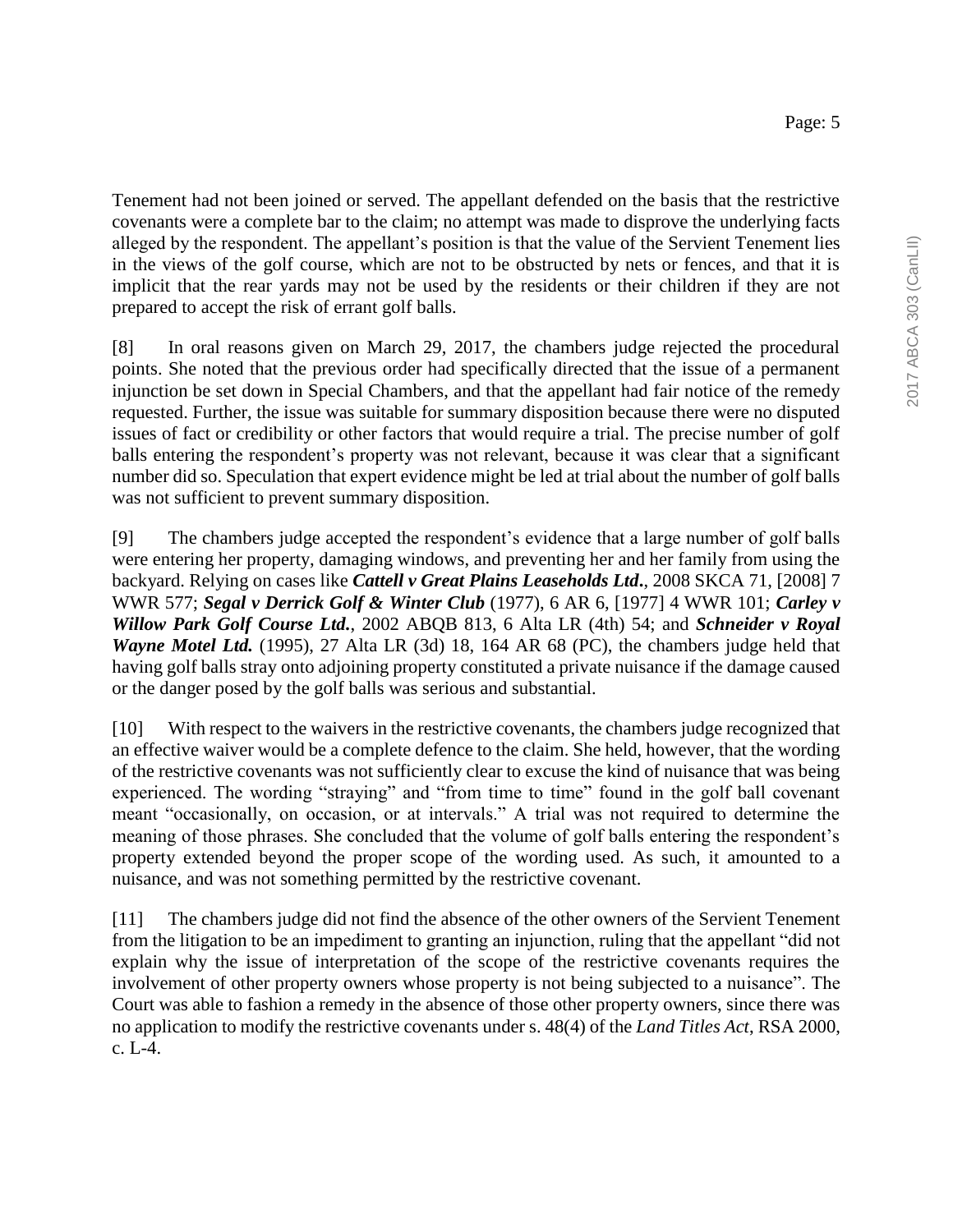Tenement had not been joined or served. The appellant defended on the basis that the restrictive covenants were a complete bar to the claim; no attempt was made to disprove the underlying facts alleged by the respondent. The appellant's position is that the value of the Servient Tenement lies in the views of the golf course, which are not to be obstructed by nets or fences, and that it is implicit that the rear yards may not be used by the residents or their children if they are not prepared to accept the risk of errant golf balls.

[8] In oral reasons given on March 29, 2017, the chambers judge rejected the procedural points. She noted that the previous order had specifically directed that the issue of a permanent injunction be set down in Special Chambers, and that the appellant had fair notice of the remedy requested. Further, the issue was suitable for summary disposition because there were no disputed issues of fact or credibility or other factors that would require a trial. The precise number of golf balls entering the respondent's property was not relevant, because it was clear that a significant number did so. Speculation that expert evidence might be led at trial about the number of golf balls was not sufficient to prevent summary disposition.

[9] The chambers judge accepted the respondent's evidence that a large number of golf balls were entering her property, damaging windows, and preventing her and her family from using the backyard. Relying on cases like ***Cattell v Great Plains Leaseholds Ltd.***, 2008 SKCA 71, [2008] 7 WWR 577; ***Segal v Derrick Golf & Winter Club*** (1977), 6 AR 6, [1977] 4 WWR 101; ***Carley v Willow Park Golf Course Ltd.***, 2002 ABQB 813, 6 Alta LR (4th) 54; and ***Schneider v Royal Wayne Motel Ltd.*** (1995), 27 Alta LR (3d) 18, 164 AR 68 (PC), the chambers judge held that having golf balls stray onto adjoining property constituted a private nuisance if the damage caused or the danger posed by the golf balls was serious and substantial.

[10] With respect to the waivers in the restrictive covenants, the chambers judge recognized that an effective waiver would be a complete defence to the claim. She held, however, that the wording of the restrictive covenants was not sufficiently clear to excuse the kind of nuisance that was being experienced. The wording "straying" and "from time to time" found in the golf ball covenant meant "occasionally, on occasion, or at intervals." A trial was not required to determine the meaning of those phrases. She concluded that the volume of golf balls entering the respondent's property extended beyond the proper scope of the wording used. As such, it amounted to a nuisance, and was not something permitted by the restrictive covenant.

[11] The chambers judge did not find the absence of the other owners of the Servient Tenement from the litigation to be an impediment to granting an injunction, ruling that the appellant "did not explain why the issue of interpretation of the scope of the restrictive covenants requires the involvement of other property owners whose property is not being subjected to a nuisance". The Court was able to fashion a remedy in the absence of those other property owners, since there was no application to modify the restrictive covenants under s. 48(4) of the *Land Titles Act*, RSA 2000, c. L-4.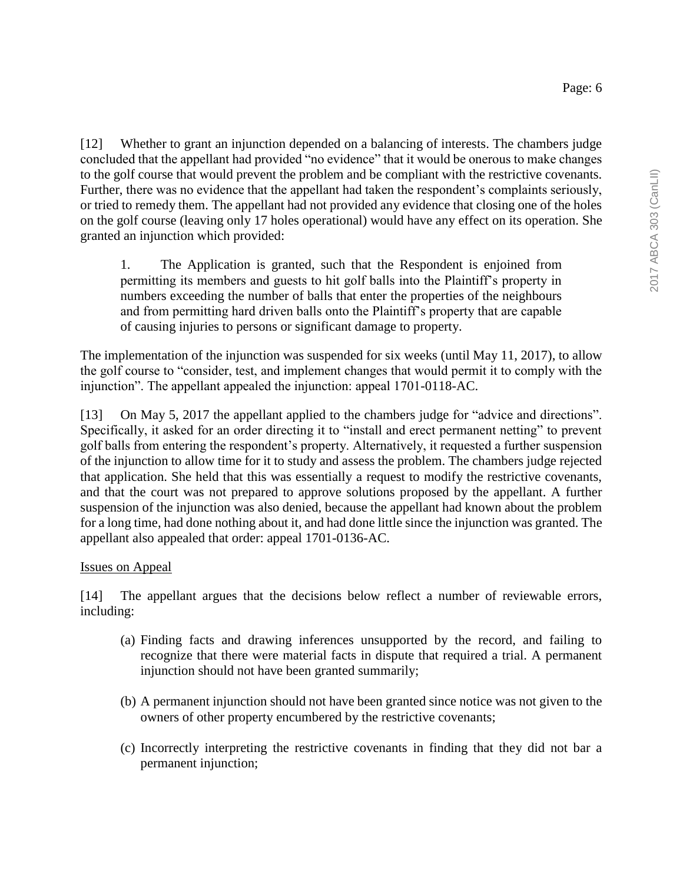[12] Whether to grant an injunction depended on a balancing of interests. The chambers judge concluded that the appellant had provided "no evidence" that it would be onerous to make changes to the golf course that would prevent the problem and be compliant with the restrictive covenants. Further, there was no evidence that the appellant had taken the respondent's complaints seriously, or tried to remedy them. The appellant had not provided any evidence that closing one of the holes on the golf course (leaving only 17 holes operational) would have any effect on its operation. She granted an injunction which provided:

> 1. The Application is granted, such that the Respondent is enjoined from permitting its members and guests to hit golf balls into the Plaintiff's property in numbers exceeding the number of balls that enter the properties of the neighbours and from permitting hard driven balls onto the Plaintiff's property that are capable of causing injuries to persons or significant damage to property.

The implementation of the injunction was suspended for six weeks (until May 11, 2017), to allow the golf course to "consider, test, and implement changes that would permit it to comply with the injunction". The appellant appealed the injunction: appeal 1701-0118-AC.

[13] On May 5, 2017 the appellant applied to the chambers judge for "advice and directions". Specifically, it asked for an order directing it to "install and erect permanent netting" to prevent golf balls from entering the respondent's property. Alternatively, it requested a further suspension of the injunction to allow time for it to study and assess the problem. The chambers judge rejected that application. She held that this was essentially a request to modify the restrictive covenants, and that the court was not prepared to approve solutions proposed by the appellant. A further suspension of the injunction was also denied, because the appellant had known about the problem for a long time, had done nothing about it, and had done little since the injunction was granted. The appellant also appealed that order: appeal 1701-0136-AC.

## Issues on Appeal

[14] The appellant argues that the decisions below reflect a number of reviewable errors, including:

(a) Finding facts and drawing inferences unsupported by the record, and failing to recognize that there were material facts in dispute that required a trial. A permanent injunction should not have been granted summarily;

(b) A permanent injunction should not have been granted since notice was not given to the owners of other property encumbered by the restrictive covenants;

(c) Incorrectly interpreting the restrictive covenants in finding that they did not bar a permanent injunction;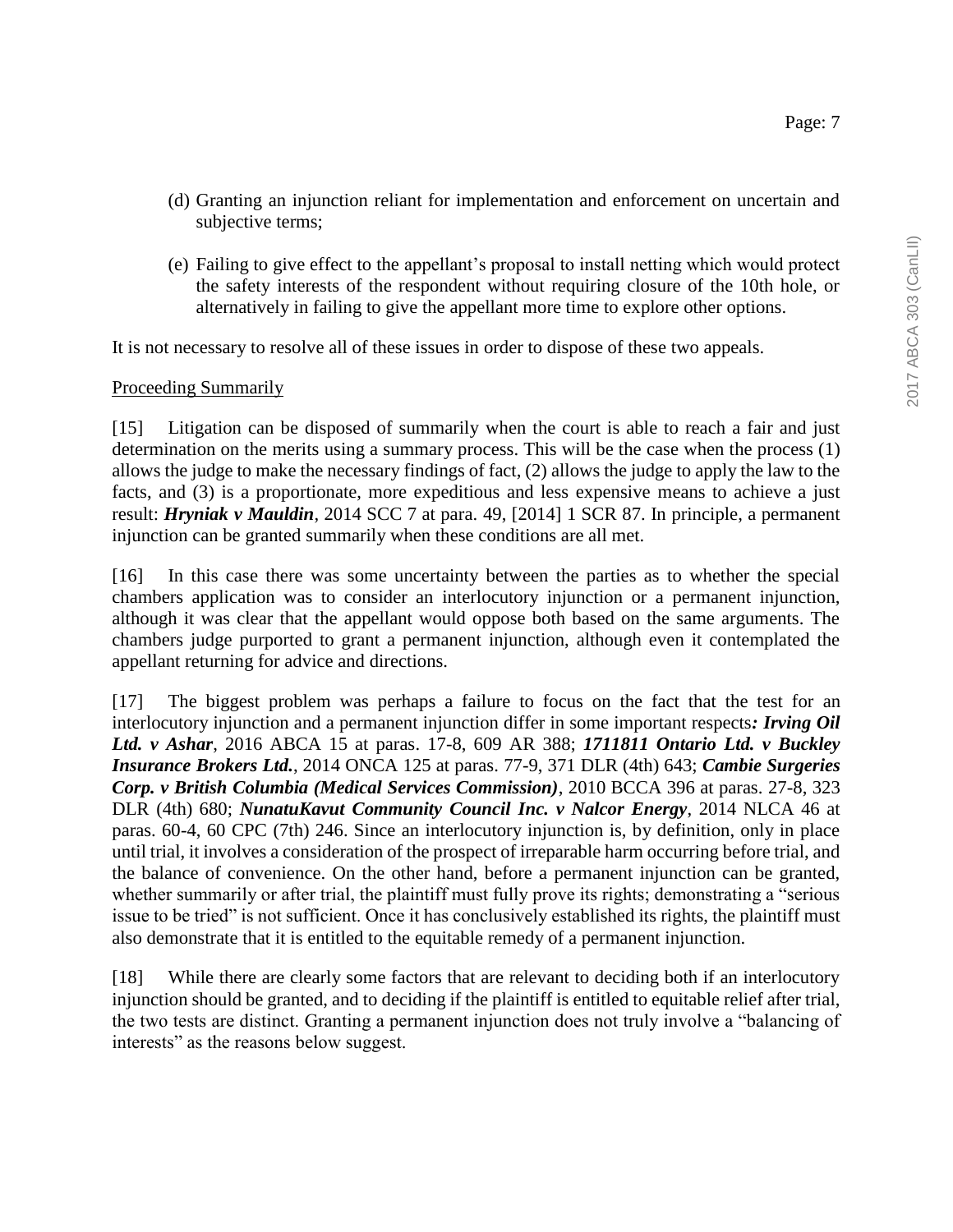(d) Granting an injunction reliant for implementation and enforcement on uncertain and subjective terms;

(e) Failing to give effect to the appellant's proposal to install netting which would protect the safety interests of the respondent without requiring closure of the 10th hole, or alternatively in failing to give the appellant more time to explore other options.

It is not necessary to resolve all of these issues in order to dispose of these two appeals.

Proceeding Summarily

[15] Litigation can be disposed of summarily when the court is able to reach a fair and just determination on the merits using a summary process. This will be the case when the process (1) allows the judge to make the necessary findings of fact, (2) allows the judge to apply the law to the facts, and (3) is a proportionate, more expeditious and less expensive means to achieve a just result: ***Hryniak v Mauldin***, 2014 SCC 7 at para. 49, [2014] 1 SCR 87. In principle, a permanent injunction can be granted summarily when these conditions are all met.

[16] In this case there was some uncertainty between the parties as to whether the special chambers application was to consider an interlocutory injunction or a permanent injunction, although it was clear that the appellant would oppose both based on the same arguments. The chambers judge purported to grant a permanent injunction, although even it contemplated the appellant returning for advice and directions.

[17] The biggest problem was perhaps a failure to focus on the fact that the test for an interlocutory injunction and a permanent injunction differ in some important respects***: Irving Oil Ltd. v Ashar***, 2016 ABCA 15 at paras. 17-8, 609 AR 388; ***1711811 Ontario Ltd. v Buckley Insurance Brokers Ltd.***, 2014 ONCA 125 at paras. 77-9, 371 DLR (4th) 643; ***Cambie Surgeries Corp. v British Columbia (Medical Services Commission)***, 2010 BCCA 396 at paras. 27-8, 323 DLR (4th) 680; ***NunatuKavut Community Council Inc. v Nalcor Energy***, 2014 NLCA 46 at paras. 60-4, 60 CPC (7th) 246. Since an interlocutory injunction is, by definition, only in place until trial, it involves a consideration of the prospect of irreparable harm occurring before trial, and the balance of convenience. On the other hand, before a permanent injunction can be granted, whether summarily or after trial, the plaintiff must fully prove its rights; demonstrating a "serious issue to be tried" is not sufficient. Once it has conclusively established its rights, the plaintiff must also demonstrate that it is entitled to the equitable remedy of a permanent injunction.

[18] While there are clearly some factors that are relevant to deciding both if an interlocutory injunction should be granted, and to deciding if the plaintiff is entitled to equitable relief after trial, the two tests are distinct. Granting a permanent injunction does not truly involve a "balancing of interests" as the reasons below suggest.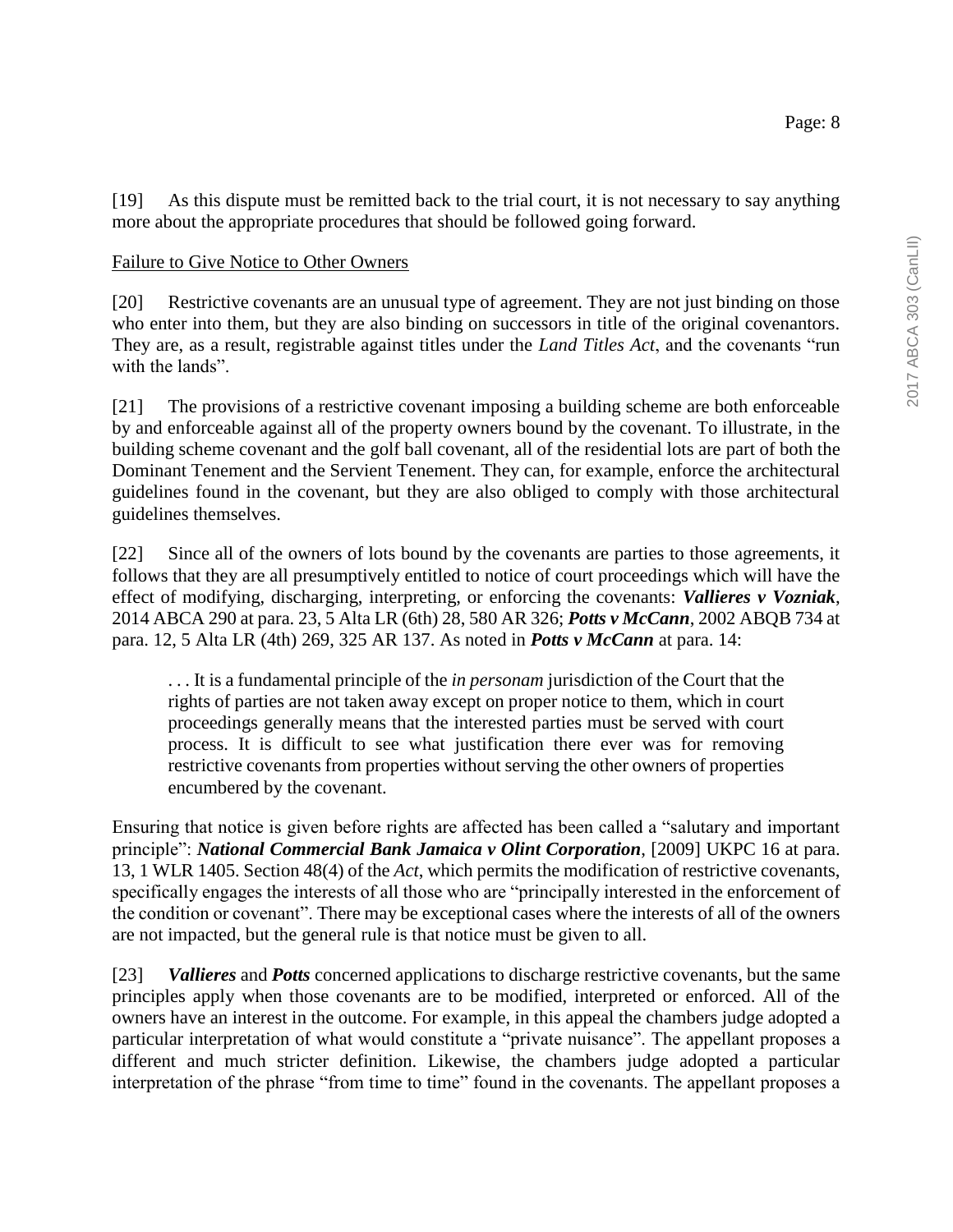[19] As this dispute must be remitted back to the trial court, it is not necessary to say anything more about the appropriate procedures that should be followed going forward.

Failure to Give Notice to Other Owners

[20] Restrictive covenants are an unusual type of agreement. They are not just binding on those who enter into them, but they are also binding on successors in title of the original covenantors. They are, as a result, registrable against titles under the *Land Titles Act*, and the covenants "run with the lands".

[21] The provisions of a restrictive covenant imposing a building scheme are both enforceable by and enforceable against all of the property owners bound by the covenant. To illustrate, in the building scheme covenant and the golf ball covenant, all of the residential lots are part of both the Dominant Tenement and the Servient Tenement. They can, for example, enforce the architectural guidelines found in the covenant, but they are also obliged to comply with those architectural guidelines themselves.

[22] Since all of the owners of lots bound by the covenants are parties to those agreements, it follows that they are all presumptively entitled to notice of court proceedings which will have the effect of modifying, discharging, interpreting, or enforcing the covenants: ***Vallieres v Vozniak***, 2014 ABCA 290 at para. 23, 5 Alta LR (6th) 28, 580 AR 326; ***Potts v McCann***, 2002 ABQB 734 at para. 12, 5 Alta LR (4th) 269, 325 AR 137. As noted in ***Potts v McCann*** at para. 14:

> . . . It is a fundamental principle of the *in personam* jurisdiction of the Court that the rights of parties are not taken away except on proper notice to them, which in court proceedings generally means that the interested parties must be served with court process. It is difficult to see what justification there ever was for removing restrictive covenants from properties without serving the other owners of properties encumbered by the covenant.

Ensuring that notice is given before rights are affected has been called a "salutary and important principle": ***National Commercial Bank Jamaica v Olint Corporation***, [2009] UKPC 16 at para. 13, 1 WLR 1405. Section 48(4) of the *Act*, which permits the modification of restrictive covenants, specifically engages the interests of all those who are "principally interested in the enforcement of the condition or covenant". There may be exceptional cases where the interests of all of the owners are not impacted, but the general rule is that notice must be given to all.

[23] ***Vallieres*** and ***Potts*** concerned applications to discharge restrictive covenants, but the same principles apply when those covenants are to be modified, interpreted or enforced. All of the owners have an interest in the outcome. For example, in this appeal the chambers judge adopted a particular interpretation of what would constitute a "private nuisance". The appellant proposes a different and much stricter definition. Likewise, the chambers judge adopted a particular interpretation of the phrase "from time to time" found in the covenants. The appellant proposes a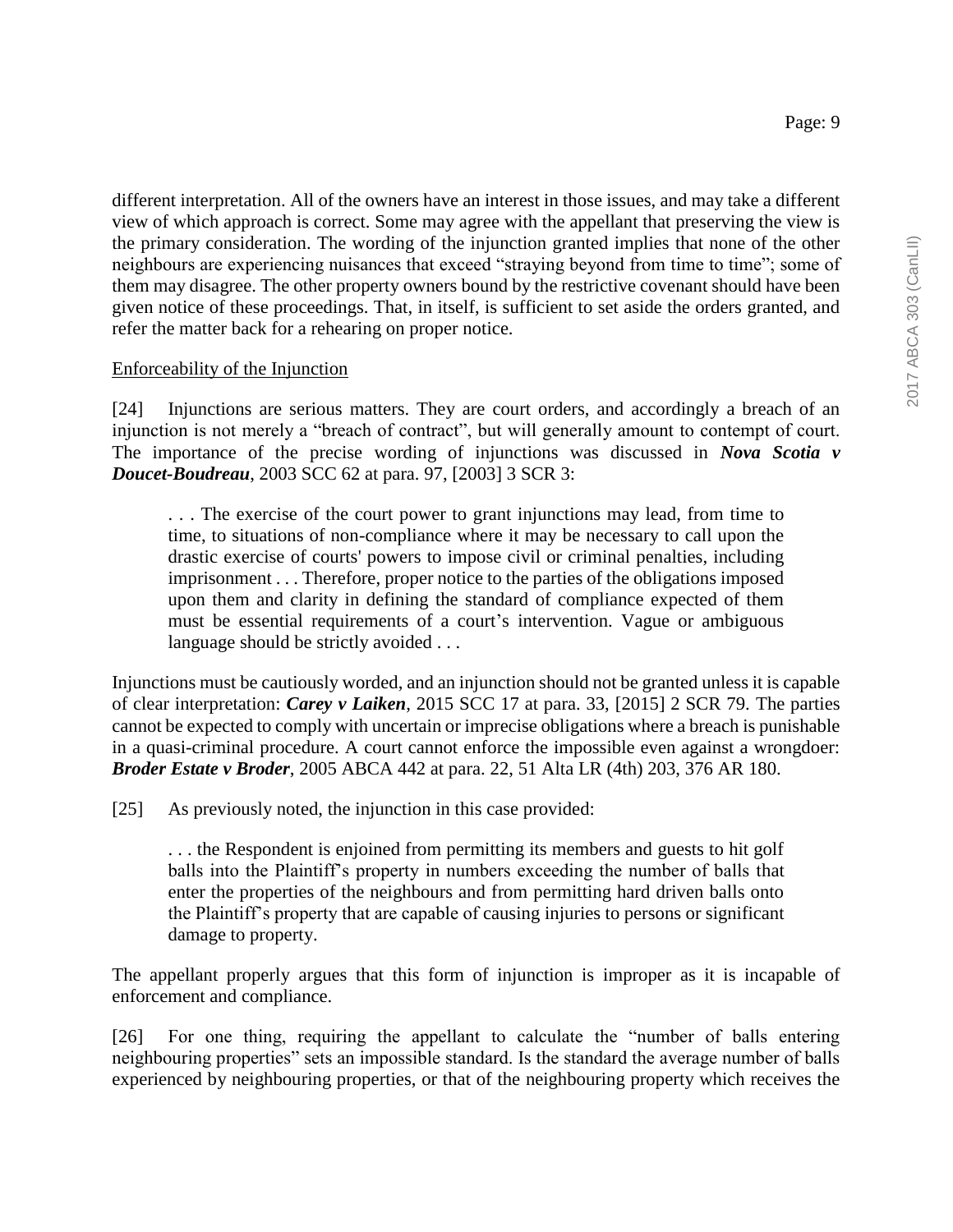different interpretation. All of the owners have an interest in those issues, and may take a different view of which approach is correct. Some may agree with the appellant that preserving the view is the primary consideration. The wording of the injunction granted implies that none of the other neighbours are experiencing nuisances that exceed "straying beyond from time to time"; some of them may disagree. The other property owners bound by the restrictive covenant should have been given notice of these proceedings. That, in itself, is sufficient to set aside the orders granted, and refer the matter back for a rehearing on proper notice.

## Enforceability of the Injunction

[24] Injunctions are serious matters. They are court orders, and accordingly a breach of an injunction is not merely a "breach of contract", but will generally amount to contempt of court. The importance of the precise wording of injunctions was discussed in ***Nova Scotia v Doucet-Boudreau***, 2003 SCC 62 at para. 97, [2003] 3 SCR 3:

> . . . The exercise of the court power to grant injunctions may lead, from time to time, to situations of non-compliance where it may be necessary to call upon the drastic exercise of courts' powers to impose civil or criminal penalties, including imprisonment . . . Therefore, proper notice to the parties of the obligations imposed upon them and clarity in defining the standard of compliance expected of them must be essential requirements of a court's intervention. Vague or ambiguous language should be strictly avoided . . .

Injunctions must be cautiously worded, and an injunction should not be granted unless it is capable of clear interpretation: ***Carey v Laiken***, 2015 SCC 17 at para. 33, [2015] 2 SCR 79. The parties cannot be expected to comply with uncertain or imprecise obligations where a breach is punishable in a quasi-criminal procedure. A court cannot enforce the impossible even against a wrongdoer: ***Broder Estate v Broder***, 2005 ABCA 442 at para. 22, 51 Alta LR (4th) 203, 376 AR 180.

[25] As previously noted, the injunction in this case provided:

> . . . the Respondent is enjoined from permitting its members and guests to hit golf balls into the Plaintiff's property in numbers exceeding the number of balls that enter the properties of the neighbours and from permitting hard driven balls onto the Plaintiff's property that are capable of causing injuries to persons or significant damage to property.

The appellant properly argues that this form of injunction is improper as it is incapable of enforcement and compliance.

[26] For one thing, requiring the appellant to calculate the "number of balls entering neighbouring properties" sets an impossible standard. Is the standard the average number of balls experienced by neighbouring properties, or that of the neighbouring property which receives the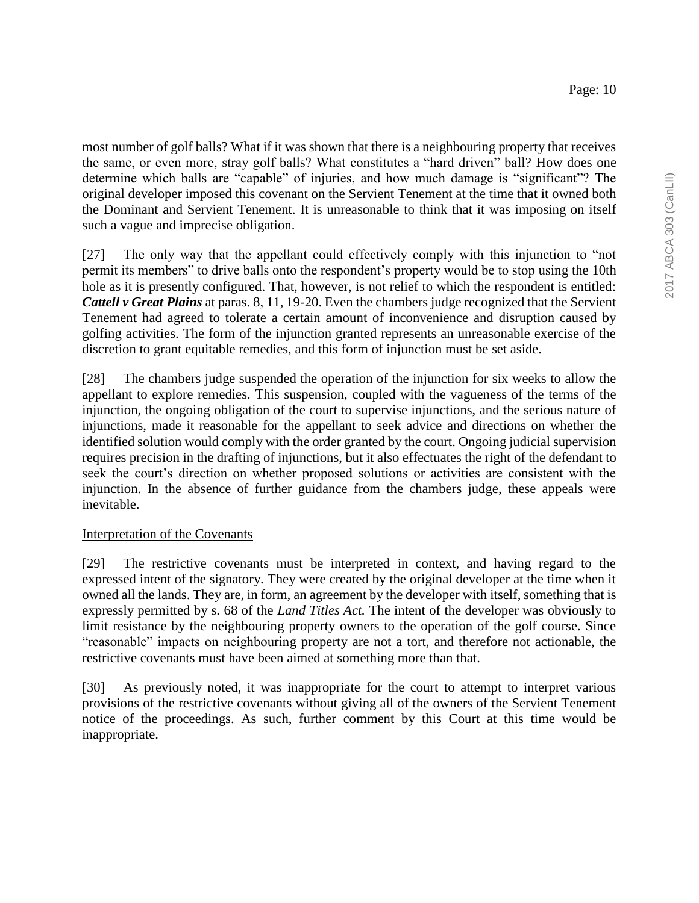most number of golf balls? What if it was shown that there is a neighbouring property that receives the same, or even more, stray golf balls? What constitutes a "hard driven" ball? How does one determine which balls are "capable" of injuries, and how much damage is "significant"? The original developer imposed this covenant on the Servient Tenement at the time that it owned both the Dominant and Servient Tenement. It is unreasonable to think that it was imposing on itself such a vague and imprecise obligation.

[27] The only way that the appellant could effectively comply with this injunction to "not permit its members" to drive balls onto the respondent's property would be to stop using the 10th hole as it is presently configured. That, however, is not relief to which the respondent is entitled: ***Cattell v Great Plains*** at paras. 8, 11, 19-20. Even the chambers judge recognized that the Servient Tenement had agreed to tolerate a certain amount of inconvenience and disruption caused by golfing activities. The form of the injunction granted represents an unreasonable exercise of the discretion to grant equitable remedies, and this form of injunction must be set aside.

[28] The chambers judge suspended the operation of the injunction for six weeks to allow the appellant to explore remedies. This suspension, coupled with the vagueness of the terms of the injunction, the ongoing obligation of the court to supervise injunctions, and the serious nature of injunctions, made it reasonable for the appellant to seek advice and directions on whether the identified solution would comply with the order granted by the court. Ongoing judicial supervision requires precision in the drafting of injunctions, but it also effectuates the right of the defendant to seek the court's direction on whether proposed solutions or activities are consistent with the injunction. In the absence of further guidance from the chambers judge, these appeals were inevitable.

Interpretation of the Covenants

[29] The restrictive covenants must be interpreted in context, and having regard to the expressed intent of the signatory. They were created by the original developer at the time when it owned all the lands. They are, in form, an agreement by the developer with itself, something that is expressly permitted by s. 68 of the *Land Titles Act.* The intent of the developer was obviously to limit resistance by the neighbouring property owners to the operation of the golf course. Since "reasonable" impacts on neighbouring property are not a tort, and therefore not actionable, the restrictive covenants must have been aimed at something more than that.

[30] As previously noted, it was inappropriate for the court to attempt to interpret various provisions of the restrictive covenants without giving all of the owners of the Servient Tenement notice of the proceedings. As such, further comment by this Court at this time would be inappropriate.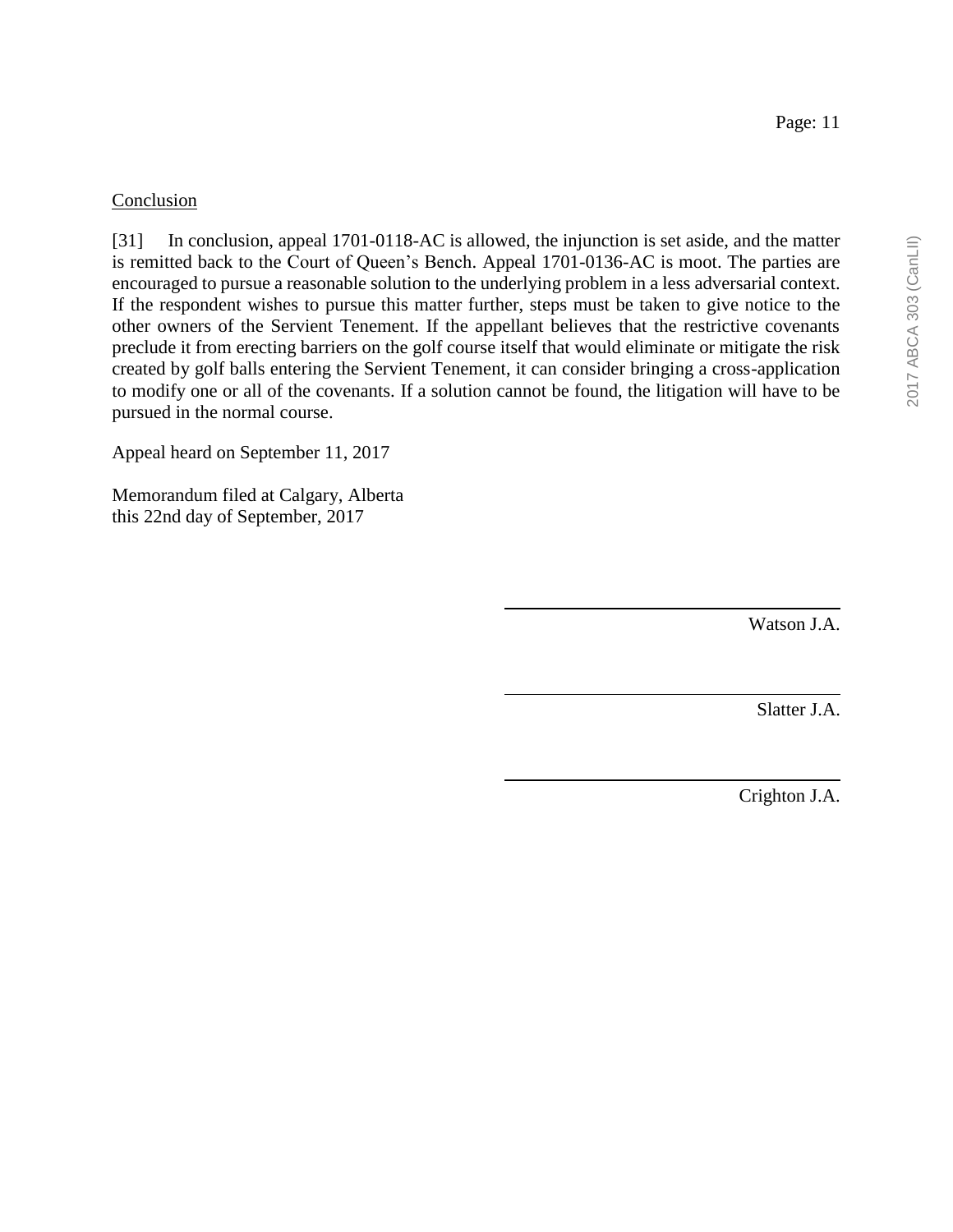<u>Conclusion</u>

[31] In conclusion, appeal 1701-0118-AC is allowed, the injunction is set aside, and the matter is remitted back to the Court of Queen's Bench. Appeal 1701-0136-AC is moot. The parties are encouraged to pursue a reasonable solution to the underlying problem in a less adversarial context. If the respondent wishes to pursue this matter further, steps must be taken to give notice to the other owners of the Servient Tenement. If the appellant believes that the restrictive covenants preclude it from erecting barriers on the golf course itself that would eliminate or mitigate the risk created by golf balls entering the Servient Tenement, it can consider bringing a cross-application to modify one or all of the covenants. If a solution cannot be found, the litigation will have to be pursued in the normal course.

Appeal heard on September 11, 2017

Memorandum filed at Calgary, Alberta
this 22nd day of September, 2017

Watson J.A.

Slatter J.A.

Crighton J.A.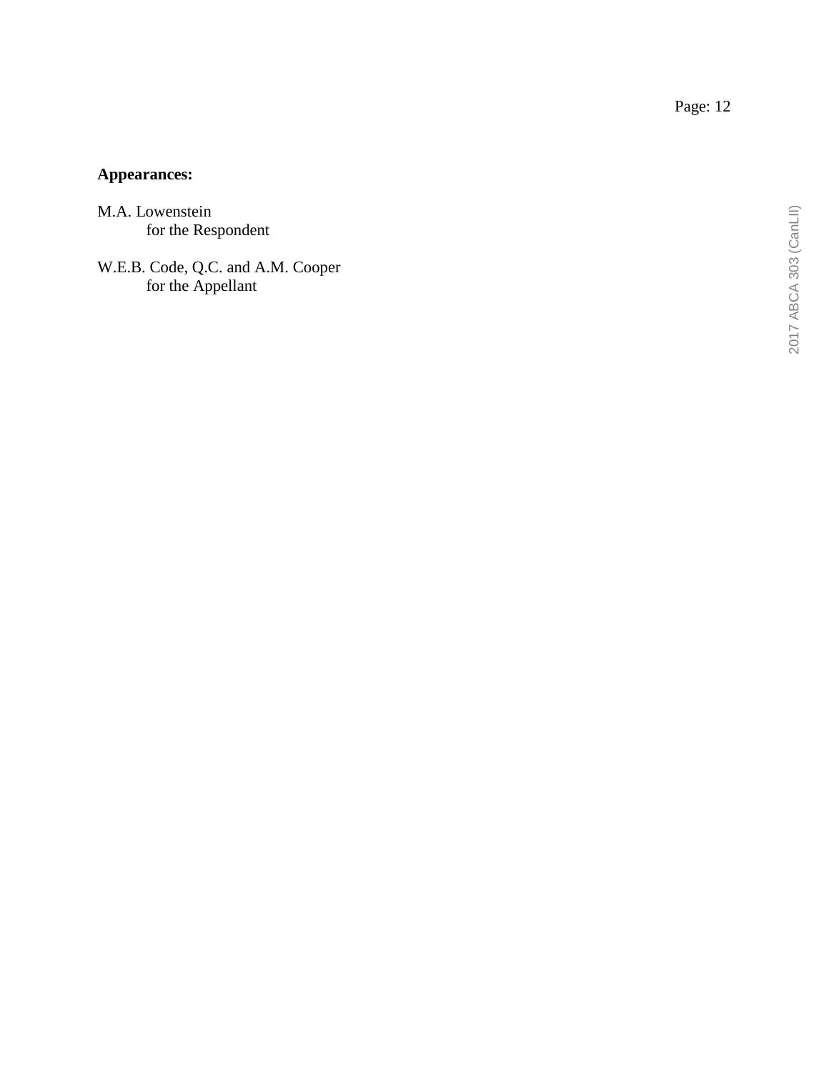**Appearances:**

M.A. Lowenstein
for the Respondent

W.E.B. Code, Q.C. and A.M. Cooper
for the Appellant